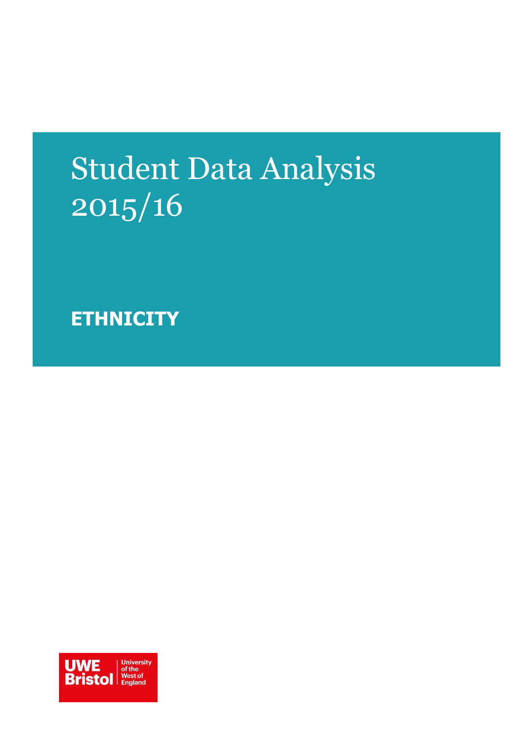# Student Data Analysis 2015/16

## ETHNICITY

UWE Bristol University of the West of England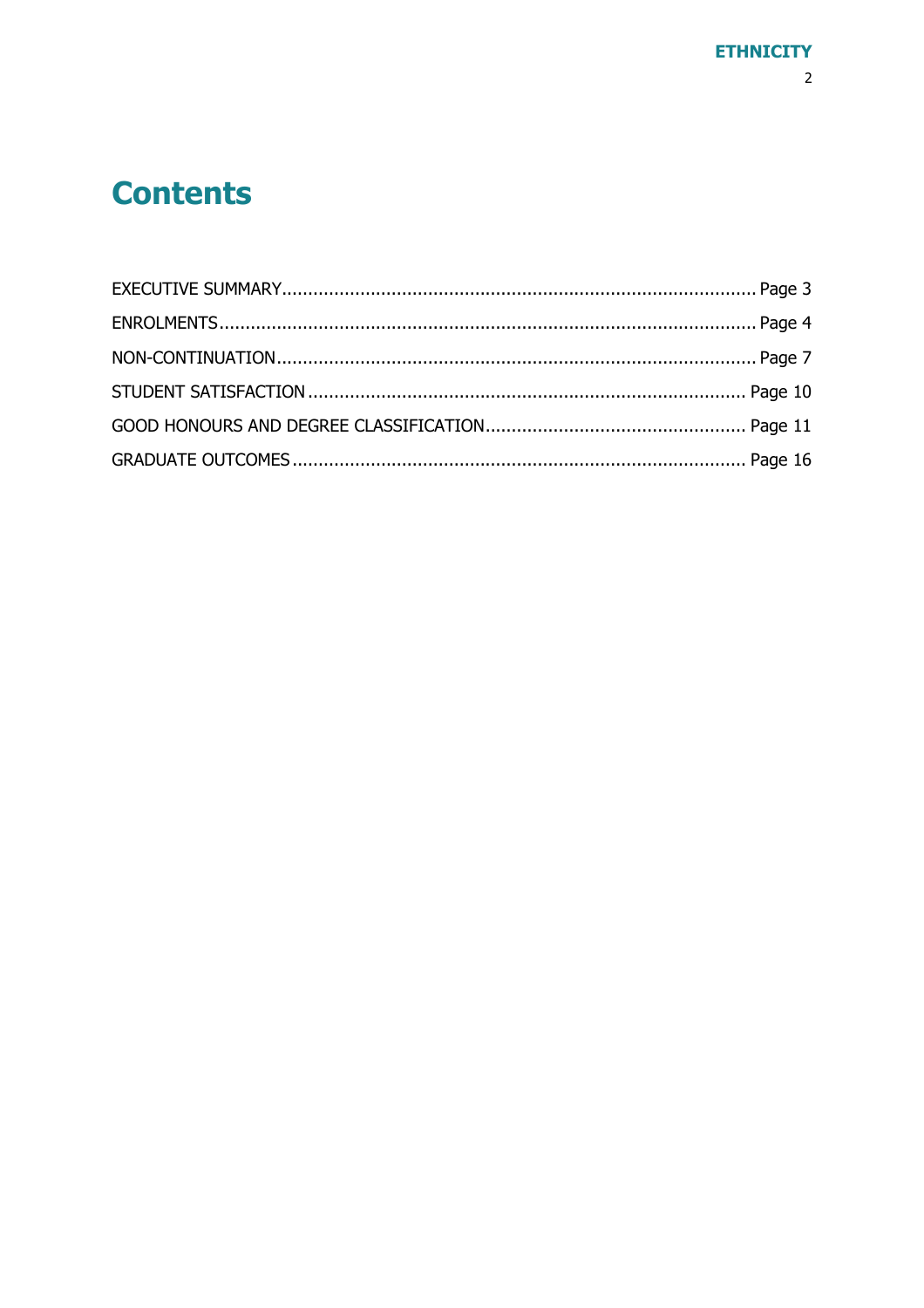# Contents

EXECUTIVE SUMMARY........................................................................................ Page 3

ENROLMENTS..................................................................................................... Page 4

NON-CONTINUATION........................................................................................ Page 7

STUDENT SATISFACTION ................................................................................. Page 10

GOOD HONOURS AND DEGREE CLASSIFICATION.............................................. Page 11

GRADUATE OUTCOMES ................................................................................... Page 16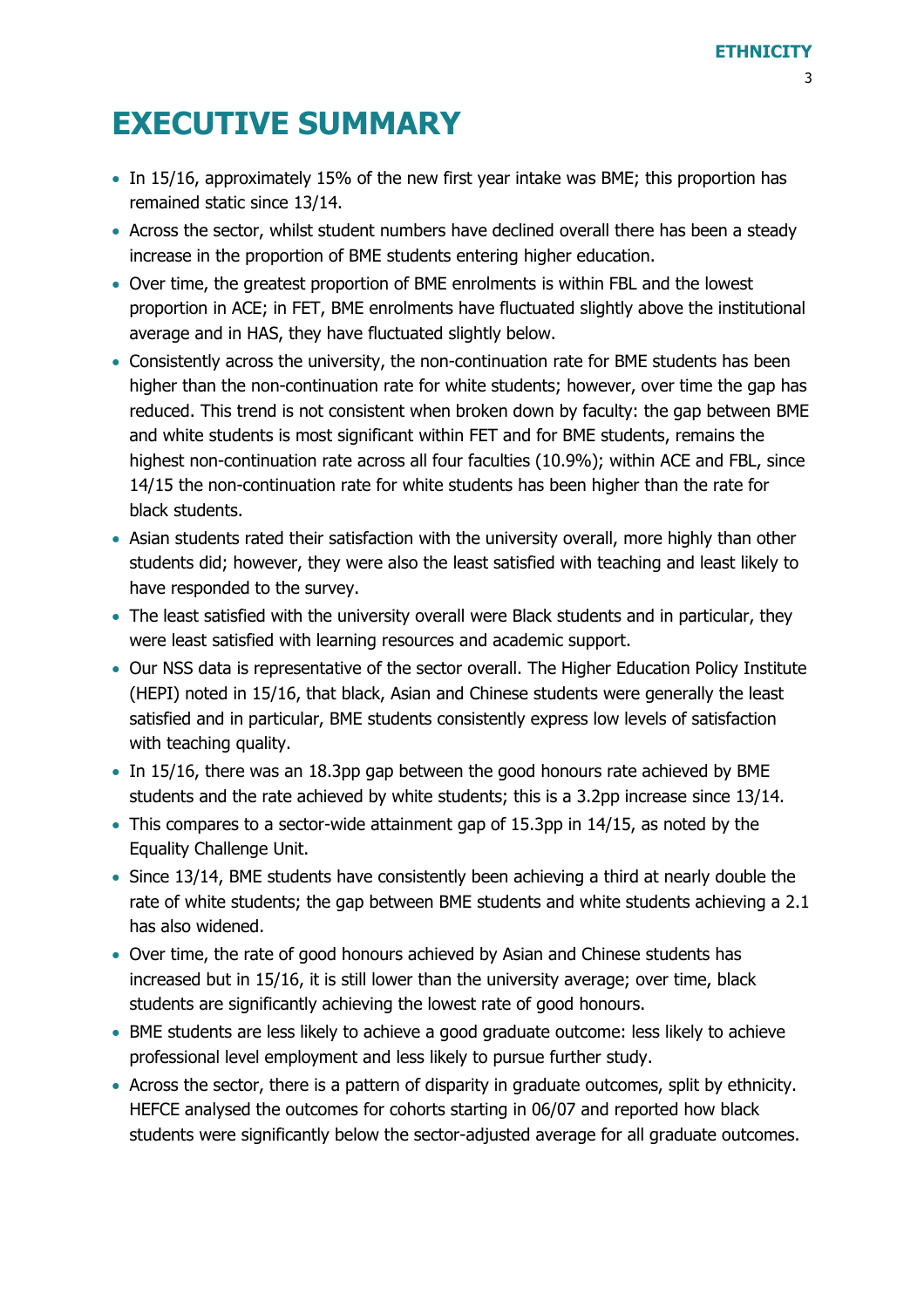# EXECUTIVE SUMMARY

- In 15/16, approximately 15% of the new first year intake was BME; this proportion has remained static since 13/14.
- Across the sector, whilst student numbers have declined overall there has been a steady increase in the proportion of BME students entering higher education.
- Over time, the greatest proportion of BME enrolments is within FBL and the lowest proportion in ACE; in FET, BME enrolments have fluctuated slightly above the institutional average and in HAS, they have fluctuated slightly below.
- Consistently across the university, the non-continuation rate for BME students has been higher than the non-continuation rate for white students; however, over time the gap has reduced. This trend is not consistent when broken down by faculty: the gap between BME and white students is most significant within FET and for BME students, remains the highest non-continuation rate across all four faculties (10.9%); within ACE and FBL, since 14/15 the non-continuation rate for white students has been higher than the rate for black students.
- Asian students rated their satisfaction with the university overall, more highly than other students did; however, they were also the least satisfied with teaching and least likely to have responded to the survey.
- The least satisfied with the university overall were Black students and in particular, they were least satisfied with learning resources and academic support.
- Our NSS data is representative of the sector overall. The Higher Education Policy Institute (HEPI) noted in 15/16, that black, Asian and Chinese students were generally the least satisfied and in particular, BME students consistently express low levels of satisfaction with teaching quality.
- In 15/16, there was an 18.3pp gap between the good honours rate achieved by BME students and the rate achieved by white students; this is a 3.2pp increase since 13/14.
- This compares to a sector-wide attainment gap of 15.3pp in 14/15, as noted by the Equality Challenge Unit.
- Since 13/14, BME students have consistently been achieving a third at nearly double the rate of white students; the gap between BME students and white students achieving a 2.1 has also widened.
- Over time, the rate of good honours achieved by Asian and Chinese students has increased but in 15/16, it is still lower than the university average; over time, black students are significantly achieving the lowest rate of good honours.
- BME students are less likely to achieve a good graduate outcome: less likely to achieve professional level employment and less likely to pursue further study.
- Across the sector, there is a pattern of disparity in graduate outcomes, split by ethnicity. HEFCE analysed the outcomes for cohorts starting in 06/07 and reported how black students were significantly below the sector-adjusted average for all graduate outcomes.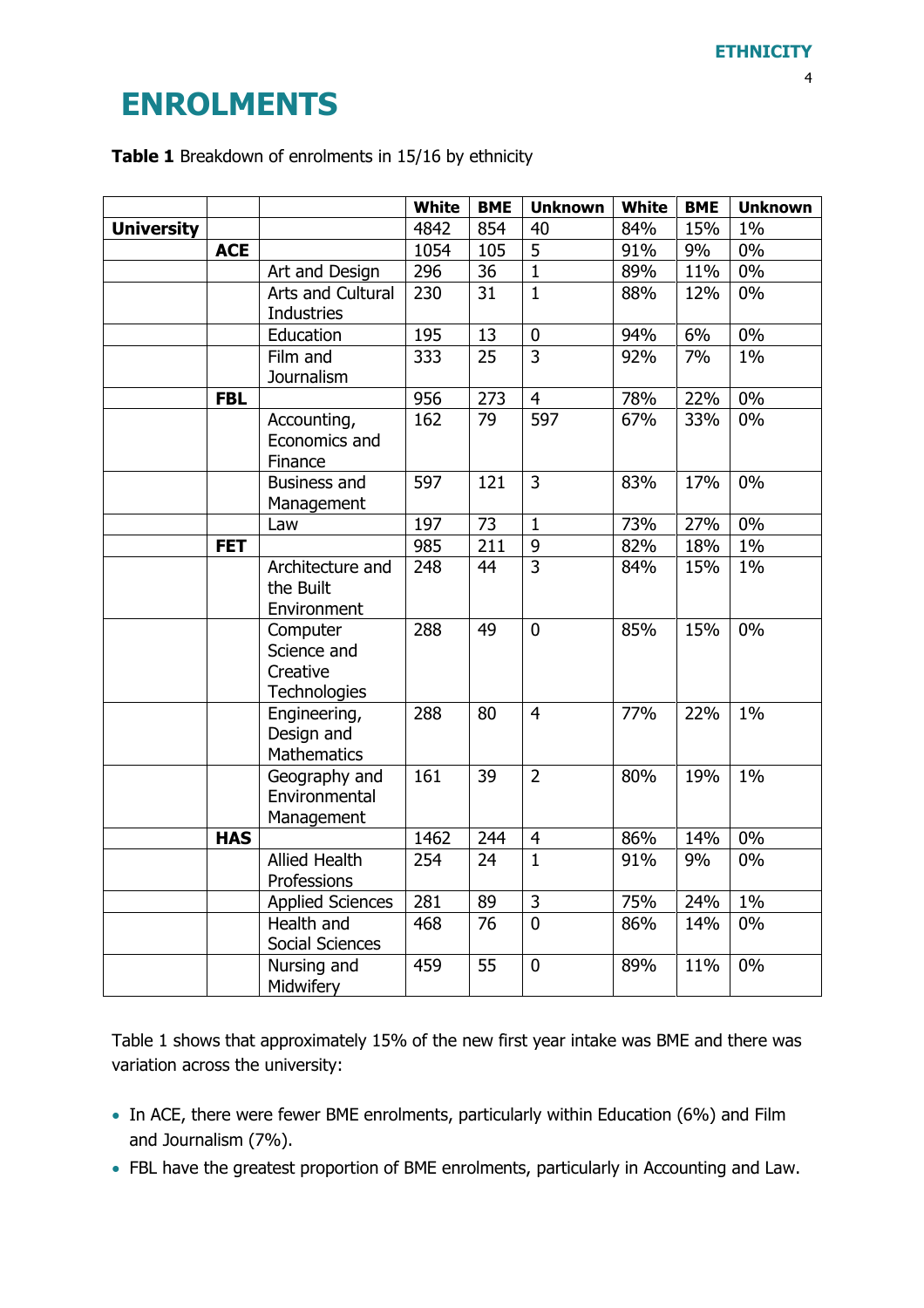# ENROLMENTS

**Table 1** Breakdown of enrolments in 15/16 by ethnicity

| | | | White | BME | Unknown | White | BME | Unknown |
|---|---|---|---|---|---|---|---|---|
| **University** | | | 4842 | 854 | 40 | 84% | 15% | 1% |
| | **ACE** | | 1054 | 105 | 5 | 91% | 9% | 0% |
| | | Art and Design | 296 | 36 | 1 | 89% | 11% | 0% |
| | | Arts and Cultural Industries | 230 | 31 | 1 | 88% | 12% | 0% |
| | | Education | 195 | 13 | 0 | 94% | 6% | 0% |
| | | Film and Journalism | 333 | 25 | 3 | 92% | 7% | 1% |
| | **FBL** | | 956 | 273 | 4 | 78% | 22% | 0% |
| | | Accounting, Economics and Finance | 162 | 79 | 597 | 67% | 33% | 0% |
| | | Business and Management | 597 | 121 | 3 | 83% | 17% | 0% |
| | | Law | 197 | 73 | 1 | 73% | 27% | 0% |
| | **FET** | | 985 | 211 | 9 | 82% | 18% | 1% |
| | | Architecture and the Built Environment | 248 | 44 | 3 | 84% | 15% | 1% |
| | | Computer Science and Creative Technologies | 288 | 49 | 0 | 85% | 15% | 0% |
| | | Engineering, Design and Mathematics | 288 | 80 | 4 | 77% | 22% | 1% |
| | | Geography and Environmental Management | 161 | 39 | 2 | 80% | 19% | 1% |
| | **HAS** | | 1462 | 244 | 4 | 86% | 14% | 0% |
| | | Allied Health Professions | 254 | 24 | 1 | 91% | 9% | 0% |
| | | Applied Sciences | 281 | 89 | 3 | 75% | 24% | 1% |
| | | Health and Social Sciences | 468 | 76 | 0 | 86% | 14% | 0% |
| | | Nursing and Midwifery | 459 | 55 | 0 | 89% | 11% | 0% |

Table 1 shows that approximately 15% of the new first year intake was BME and there was variation across the university:

- In ACE, there were fewer BME enrolments, particularly within Education (6%) and Film and Journalism (7%).
- FBL have the greatest proportion of BME enrolments, particularly in Accounting and Law.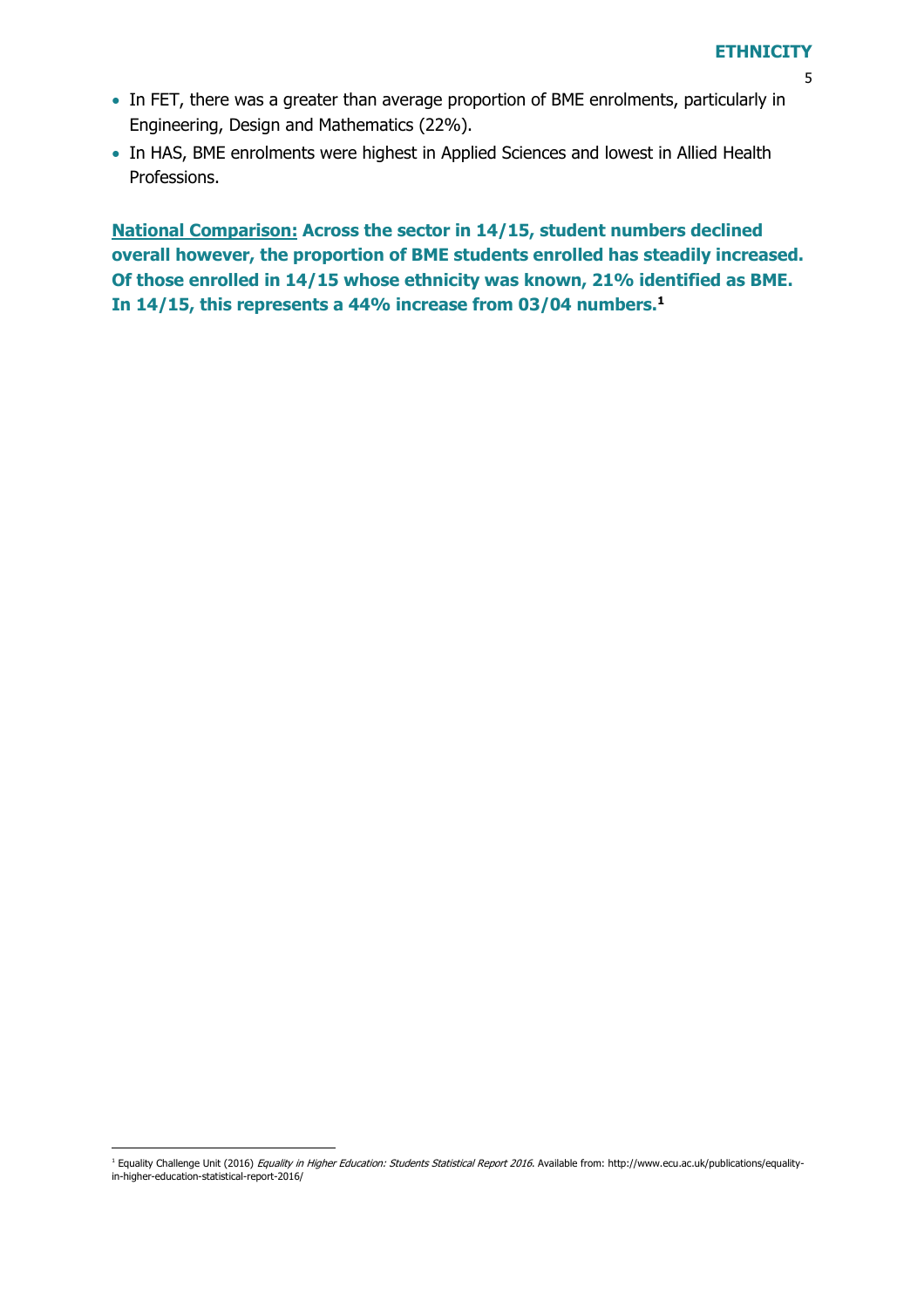- In FET, there was a greater than average proportion of BME enrolments, particularly in Engineering, Design and Mathematics (22%).
- In HAS, BME enrolments were highest in Applied Sciences and lowest in Allied Health Professions.

**National Comparison: Across the sector in 14/15, student numbers declined overall however, the proportion of BME students enrolled has steadily increased. Of those enrolled in 14/15 whose ethnicity was known, 21% identified as BME. In 14/15, this represents a 44% increase from 03/04 numbers.[1]**

[1] Equality Challenge Unit (2016) *Equality in Higher Education: Students Statistical Report 2016*. Available from: http://www.ecu.ac.uk/publications/equality-in-higher-education-statistical-report-2016/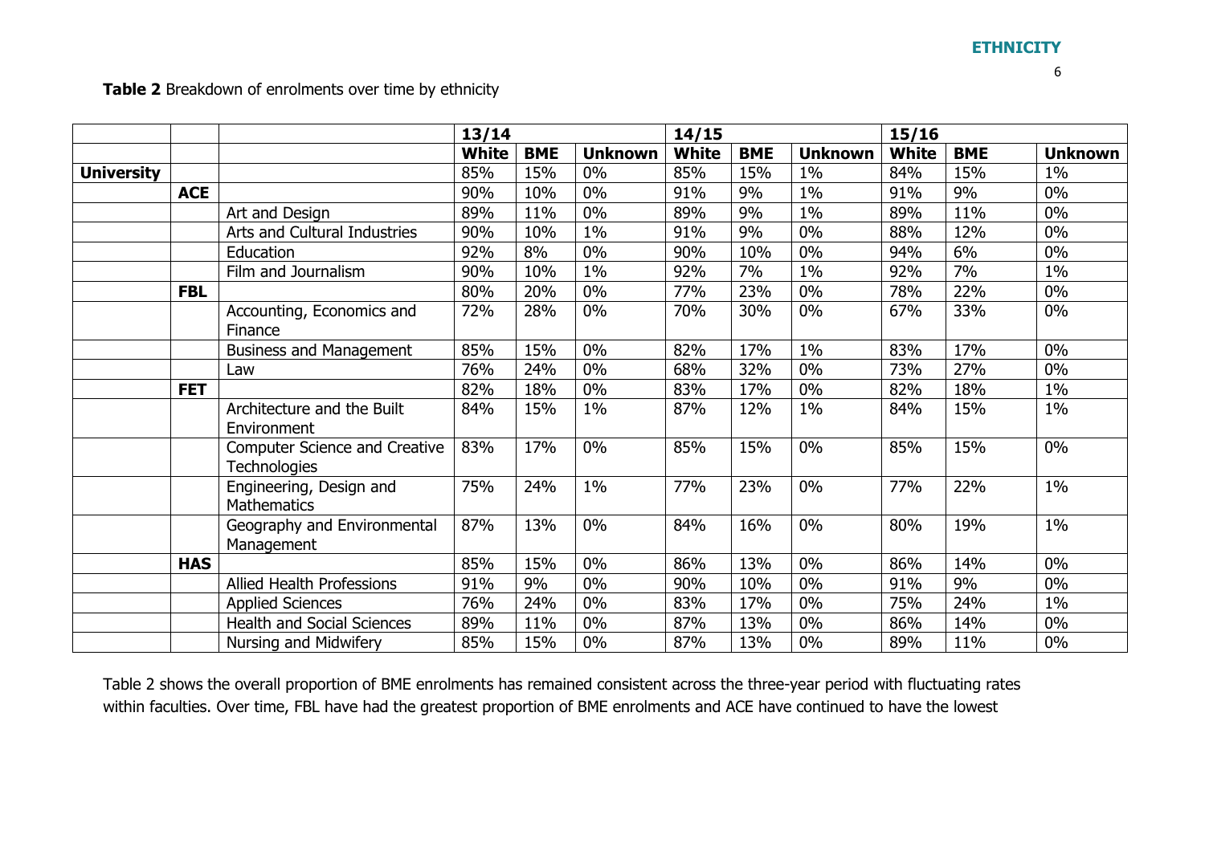**Table 2** Breakdown of enrolments over time by ethnicity

| | | | 13/14 | | | 14/15 | | | 15/16 | | |
|---|---|---|---|---|---|---|---|---|---|---|---|
| | | | **White** | **BME** | **Unknown** | **White** | **BME** | **Unknown** | **White** | **BME** | **Unknown** |
| **University** | | | 85% | 15% | 0% | 85% | 15% | 1% | 84% | 15% | 1% |
| | **ACE** | | 90% | 10% | 0% | 91% | 9% | 1% | 91% | 9% | 0% |
| | | Art and Design | 89% | 11% | 0% | 89% | 9% | 1% | 89% | 11% | 0% |
| | | Arts and Cultural Industries | 90% | 10% | 1% | 91% | 9% | 0% | 88% | 12% | 0% |
| | | Education | 92% | 8% | 0% | 90% | 10% | 0% | 94% | 6% | 0% |
| | | Film and Journalism | 90% | 10% | 1% | 92% | 7% | 1% | 92% | 7% | 1% |
| | **FBL** | | 80% | 20% | 0% | 77% | 23% | 0% | 78% | 22% | 0% |
| | | Accounting, Economics and Finance | 72% | 28% | 0% | 70% | 30% | 0% | 67% | 33% | 0% |
| | | Business and Management | 85% | 15% | 0% | 82% | 17% | 1% | 83% | 17% | 0% |
| | | Law | 76% | 24% | 0% | 68% | 32% | 0% | 73% | 27% | 0% |
| | **FET** | | 82% | 18% | 0% | 83% | 17% | 0% | 82% | 18% | 1% |
| | | Architecture and the Built Environment | 84% | 15% | 1% | 87% | 12% | 1% | 84% | 15% | 1% |
| | | Computer Science and Creative Technologies | 83% | 17% | 0% | 85% | 15% | 0% | 85% | 15% | 0% |
| | | Engineering, Design and Mathematics | 75% | 24% | 1% | 77% | 23% | 0% | 77% | 22% | 1% |
| | | Geography and Environmental Management | 87% | 13% | 0% | 84% | 16% | 0% | 80% | 19% | 1% |
| | **HAS** | | 85% | 15% | 0% | 86% | 13% | 0% | 86% | 14% | 0% |
| | | Allied Health Professions | 91% | 9% | 0% | 90% | 10% | 0% | 91% | 9% | 0% |
| | | Applied Sciences | 76% | 24% | 0% | 83% | 17% | 0% | 75% | 24% | 1% |
| | | Health and Social Sciences | 89% | 11% | 0% | 87% | 13% | 0% | 86% | 14% | 0% |
| | | Nursing and Midwifery | 85% | 15% | 0% | 87% | 13% | 0% | 89% | 11% | 0% |

Table 2 shows the overall proportion of BME enrolments has remained consistent across the three-year period with fluctuating rates within faculties. Over time, FBL have had the greatest proportion of BME enrolments and ACE have continued to have the lowest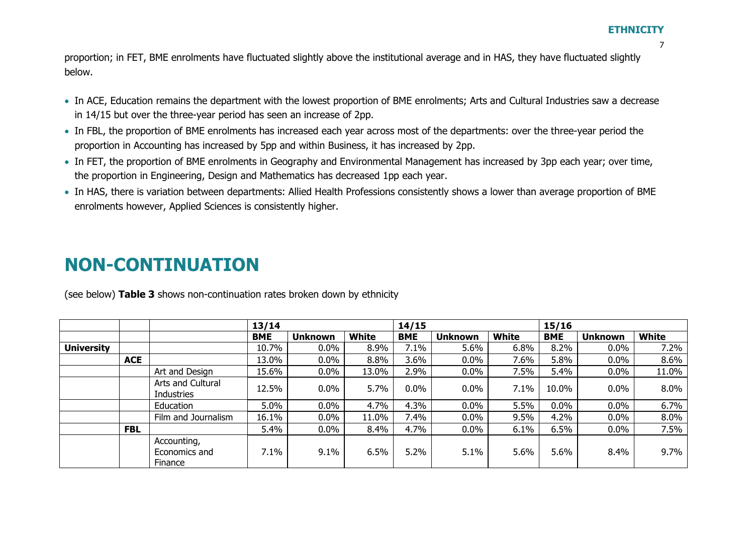proportion; in FET, BME enrolments have fluctuated slightly above the institutional average and in HAS, they have fluctuated slightly below.

- In ACE, Education remains the department with the lowest proportion of BME enrolments; Arts and Cultural Industries saw a decrease in 14/15 but over the three-year period has seen an increase of 2pp.
- In FBL, the proportion of BME enrolments has increased each year across most of the departments: over the three-year period the proportion in Accounting has increased by 5pp and within Business, it has increased by 2pp.
- In FET, the proportion of BME enrolments in Geography and Environmental Management has increased by 3pp each year; over time, the proportion in Engineering, Design and Mathematics has decreased 1pp each year.
- In HAS, there is variation between departments: Allied Health Professions consistently shows a lower than average proportion of BME enrolments however, Applied Sciences is consistently higher.

# NON-CONTINUATION

(see below) **Table 3** shows non-continuation rates broken down by ethnicity

| | | | **13/14** | | | **14/15** | | | **15/16** | | |
|---|---|---|---|---|---|---|---|---|---|---|---|
| | | | **BME** | **Unknown** | **White** | **BME** | **Unknown** | **White** | **BME** | **Unknown** | **White** |
| **University** | | | 10.7% | 0.0% | 8.9% | 7.1% | 5.6% | 6.8% | 8.2% | 0.0% | 7.2% |
| | **ACE** | | 13.0% | 0.0% | 8.8% | 3.6% | 0.0% | 7.6% | 5.8% | 0.0% | 8.6% |
| | | Art and Design | 15.6% | 0.0% | 13.0% | 2.9% | 0.0% | 7.5% | 5.4% | 0.0% | 11.0% |
| | | Arts and Cultural Industries | 12.5% | 0.0% | 5.7% | 0.0% | 0.0% | 7.1% | 10.0% | 0.0% | 8.0% |
| | | Education | 5.0% | 0.0% | 4.7% | 4.3% | 0.0% | 5.5% | 0.0% | 0.0% | 6.7% |
| | | Film and Journalism | 16.1% | 0.0% | 11.0% | 7.4% | 0.0% | 9.5% | 4.2% | 0.0% | 8.0% |
| | **FBL** | | 5.4% | 0.0% | 8.4% | 4.7% | 0.0% | 6.1% | 6.5% | 0.0% | 7.5% |
| | | Accounting, Economics and Finance | 7.1% | 9.1% | 6.5% | 5.2% | 5.1% | 5.6% | 5.6% | 8.4% | 9.7% |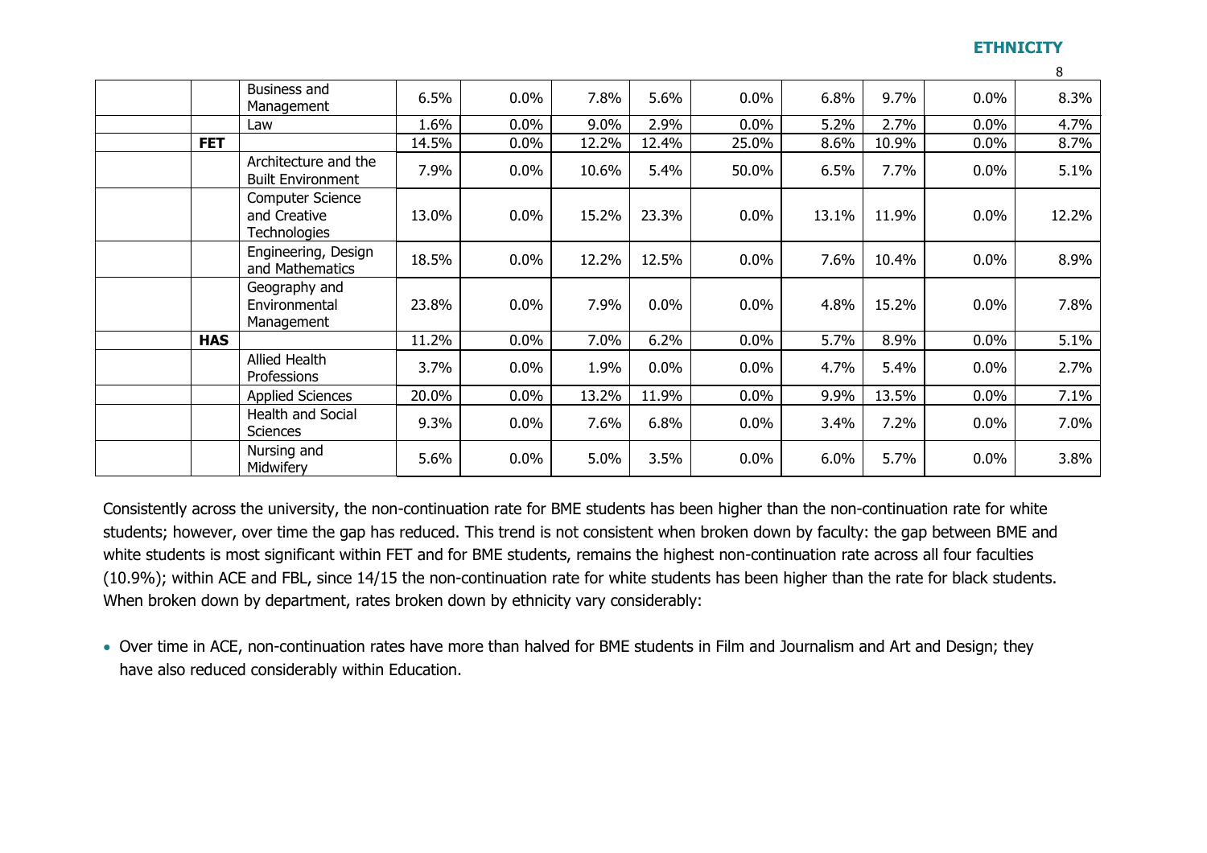| | | | | | | | | | | |
|---|---|---|---|---|---|---|---|---|---|---|
| | | Business and Management | 6.5% | 0.0% | 7.8% | 5.6% | 0.0% | 6.8% | 9.7% | 0.0% | 8.3% |
| | | Law | 1.6% | 0.0% | 9.0% | 2.9% | 0.0% | 5.2% | 2.7% | 0.0% | 4.7% |
| | **FET** | | 14.5% | 0.0% | 12.2% | 12.4% | 25.0% | 8.6% | 10.9% | 0.0% | 8.7% |
| | | Architecture and the Built Environment | 7.9% | 0.0% | 10.6% | 5.4% | 50.0% | 6.5% | 7.7% | 0.0% | 5.1% |
| | | Computer Science and Creative Technologies | 13.0% | 0.0% | 15.2% | 23.3% | 0.0% | 13.1% | 11.9% | 0.0% | 12.2% |
| | | Engineering, Design and Mathematics | 18.5% | 0.0% | 12.2% | 12.5% | 0.0% | 7.6% | 10.4% | 0.0% | 8.9% |
| | | Geography and Environmental Management | 23.8% | 0.0% | 7.9% | 0.0% | 0.0% | 4.8% | 15.2% | 0.0% | 7.8% |
| | **HAS** | | 11.2% | 0.0% | 7.0% | 6.2% | 0.0% | 5.7% | 8.9% | 0.0% | 5.1% |
| | | Allied Health Professions | 3.7% | 0.0% | 1.9% | 0.0% | 0.0% | 4.7% | 5.4% | 0.0% | 2.7% |
| | | Applied Sciences | 20.0% | 0.0% | 13.2% | 11.9% | 0.0% | 9.9% | 13.5% | 0.0% | 7.1% |
| | | Health and Social Sciences | 9.3% | 0.0% | 7.6% | 6.8% | 0.0% | 3.4% | 7.2% | 0.0% | 7.0% |
| | | Nursing and Midwifery | 5.6% | 0.0% | 5.0% | 3.5% | 0.0% | 6.0% | 5.7% | 0.0% | 3.8% |

Consistently across the university, the non-continuation rate for BME students has been higher than the non-continuation rate for white students; however, over time the gap has reduced. This trend is not consistent when broken down by faculty: the gap between BME and white students is most significant within FET and for BME students, remains the highest non-continuation rate across all four faculties (10.9%); within ACE and FBL, since 14/15 the non-continuation rate for white students has been higher than the rate for black students. When broken down by department, rates broken down by ethnicity vary considerably:

- Over time in ACE, non-continuation rates have more than halved for BME students in Film and Journalism and Art and Design; they have also reduced considerably within Education.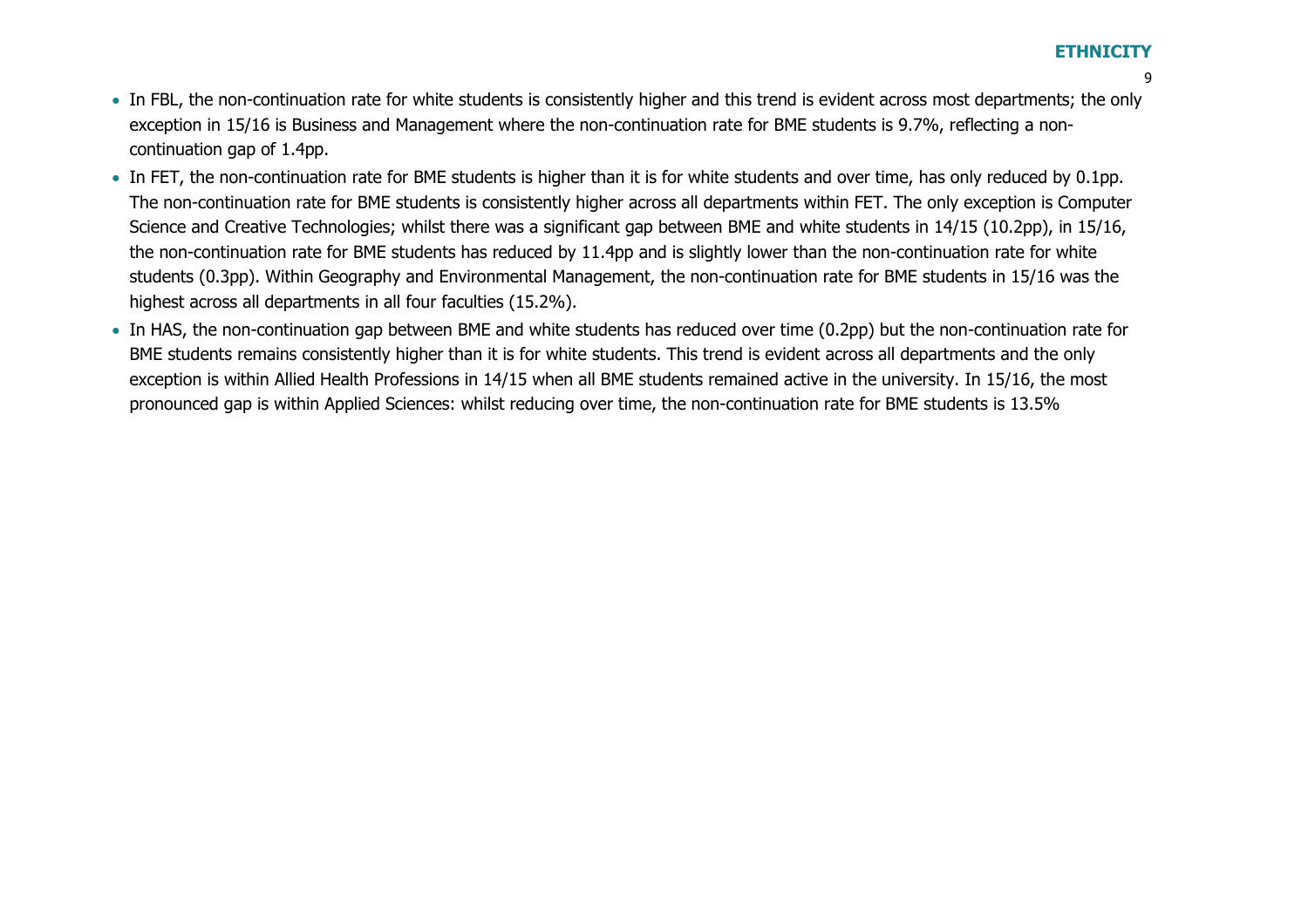- In FBL, the non-continuation rate for white students is consistently higher and this trend is evident across most departments; the only exception in 15/16 is Business and Management where the non-continuation rate for BME students is 9.7%, reflecting a non-continuation gap of 1.4pp.
- In FET, the non-continuation rate for BME students is higher than it is for white students and over time, has only reduced by 0.1pp. The non-continuation rate for BME students is consistently higher across all departments within FET. The only exception is Computer Science and Creative Technologies; whilst there was a significant gap between BME and white students in 14/15 (10.2pp), in 15/16, the non-continuation rate for BME students has reduced by 11.4pp and is slightly lower than the non-continuation rate for white students (0.3pp). Within Geography and Environmental Management, the non-continuation rate for BME students in 15/16 was the highest across all departments in all four faculties (15.2%).
- In HAS, the non-continuation gap between BME and white students has reduced over time (0.2pp) but the non-continuation rate for BME students remains consistently higher than it is for white students. This trend is evident across all departments and the only exception is within Allied Health Professions in 14/15 when all BME students remained active in the university. In 15/16, the most pronounced gap is within Applied Sciences: whilst reducing over time, the non-continuation rate for BME students is 13.5%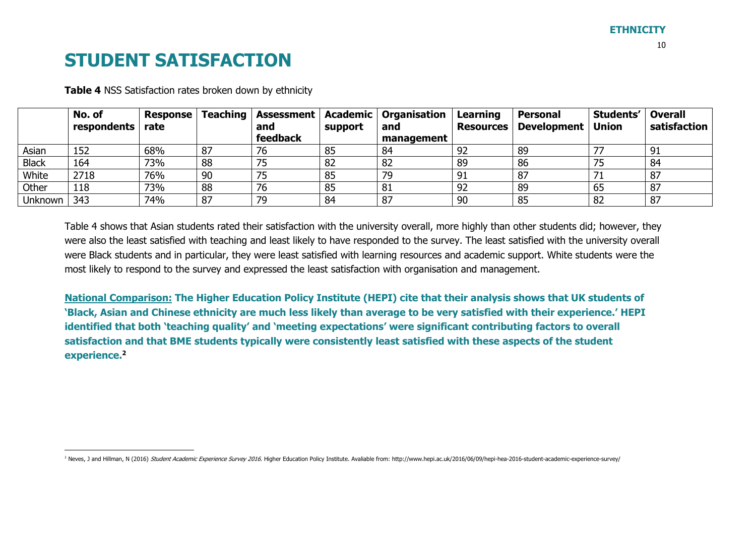# STUDENT SATISFACTION

**Table 4** NSS Satisfaction rates broken down by ethnicity

| | No. of respondents | Response rate | Teaching | Assessment and feedback | Academic support | Organisation and management | Learning Resources | Personal Development | Students' Union | Overall satisfaction |
|---|---|---|---|---|---|---|---|---|---|---|
| Asian | 152 | 68% | 87 | 76 | 85 | 84 | 92 | 89 | 77 | 91 |
| Black | 164 | 73% | 88 | 75 | 82 | 82 | 89 | 86 | 75 | 84 |
| White | 2718 | 76% | 90 | 75 | 85 | 79 | 91 | 87 | 71 | 87 |
| Other | 118 | 73% | 88 | 76 | 85 | 81 | 92 | 89 | 65 | 87 |
| Unknown | 343 | 74% | 87 | 79 | 84 | 87 | 90 | 85 | 82 | 87 |

Table 4 shows that Asian students rated their satisfaction with the university overall, more highly than other students did; however, they were also the least satisfied with teaching and least likely to have responded to the survey. The least satisfied with the university overall were Black students and in particular, they were least satisfied with learning resources and academic support. White students were the most likely to respond to the survey and expressed the least satisfaction with organisation and management.

**<u>National Comparison:</u> The Higher Education Policy Institute (HEPI) cite that their analysis shows that UK students of 'Black, Asian and Chinese ethnicity are much less likely than average to be very satisfied with their experience.' HEPI identified that both 'teaching quality' and 'meeting expectations' were significant contributing factors to overall satisfaction and that BME students typically were consistently least satisfied with these aspects of the student experience.[2]**

[2] Neves, J and Hillman, N (2016) *Student Academic Experience Survey 2016*. Higher Education Policy Institute. Avaliable from: http://www.hepi.ac.uk/2016/06/09/hepi-hea-2016-student-academic-experience-survey/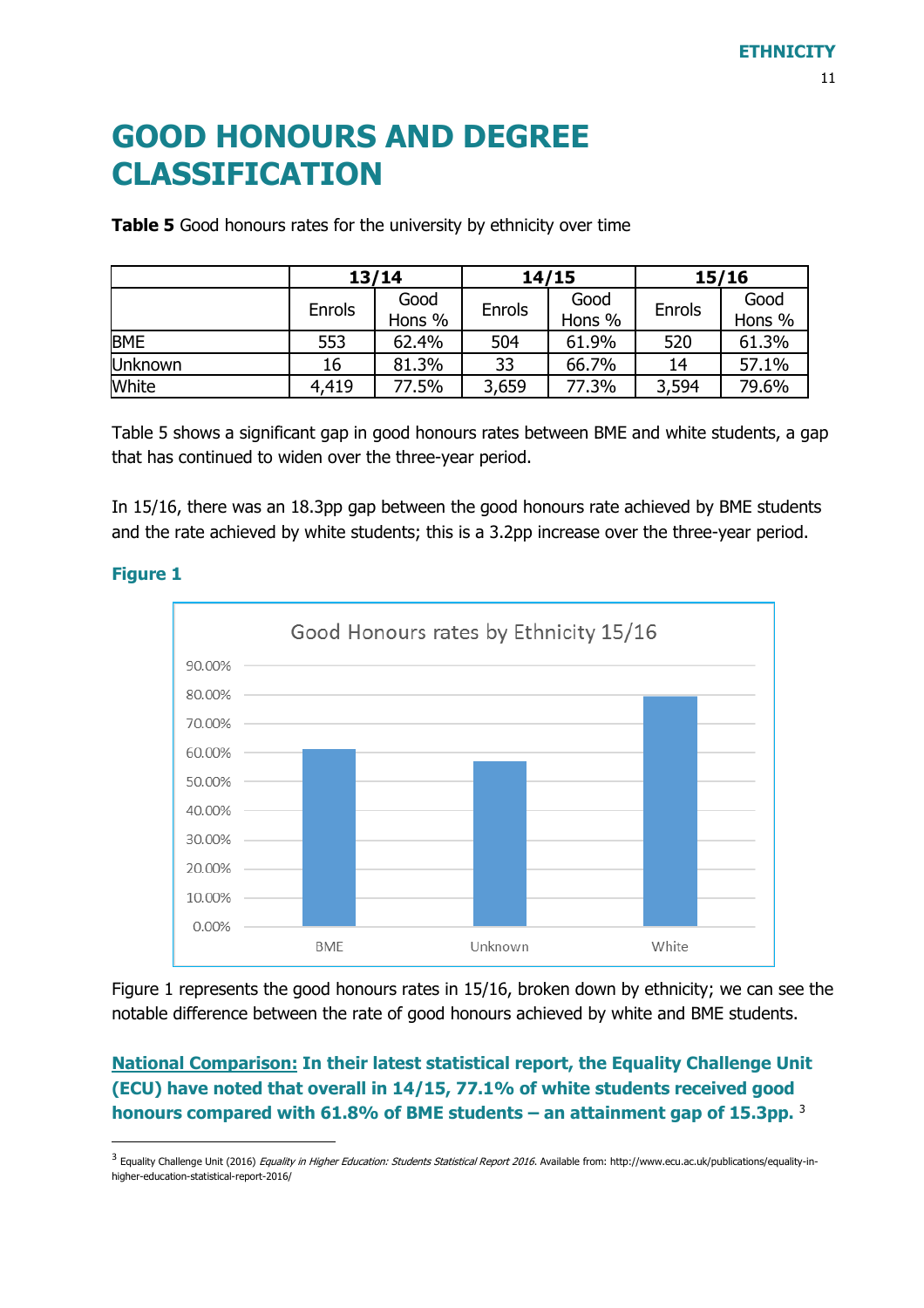# GOOD HONOURS AND DEGREE CLASSIFICATION

**Table 5** Good honours rates for the university by ethnicity over time

| | 13/14 | | 14/15 | | 15/16 | |
|---|---|---|---|---|---|---|
| | Enrols | Good Hons % | Enrols | Good Hons % | Enrols | Good Hons % |
| BME | 553 | 62.4% | 504 | 61.9% | 520 | 61.3% |
| Unknown | 16 | 81.3% | 33 | 66.7% | 14 | 57.1% |
| White | 4,419 | 77.5% | 3,659 | 77.3% | 3,594 | 79.6% |

Table 5 shows a significant gap in good honours rates between BME and white students, a gap that has continued to widen over the three-year period.

In 15/16, there was an 18.3pp gap between the good honours rate achieved by BME students and the rate achieved by white students; this is a 3.2pp increase over the three-year period.

**Figure 1**

Good Honours rates by Ethnicity 15/16

Figure 1 represents the good honours rates in 15/16, broken down by ethnicity; we can see the notable difference between the rate of good honours achieved by white and BME students.

**National Comparison: In their latest statistical report, the Equality Challenge Unit (ECU) have noted that overall in 14/15, 77.1% of white students received good honours compared with 61.8% of BME students – an attainment gap of 15.3pp.** [3]

[3] Equality Challenge Unit (2016) *Equality in Higher Education: Students Statistical Report 2016*. Available from: http://www.ecu.ac.uk/publications/equality-in-higher-education-statistical-report-2016/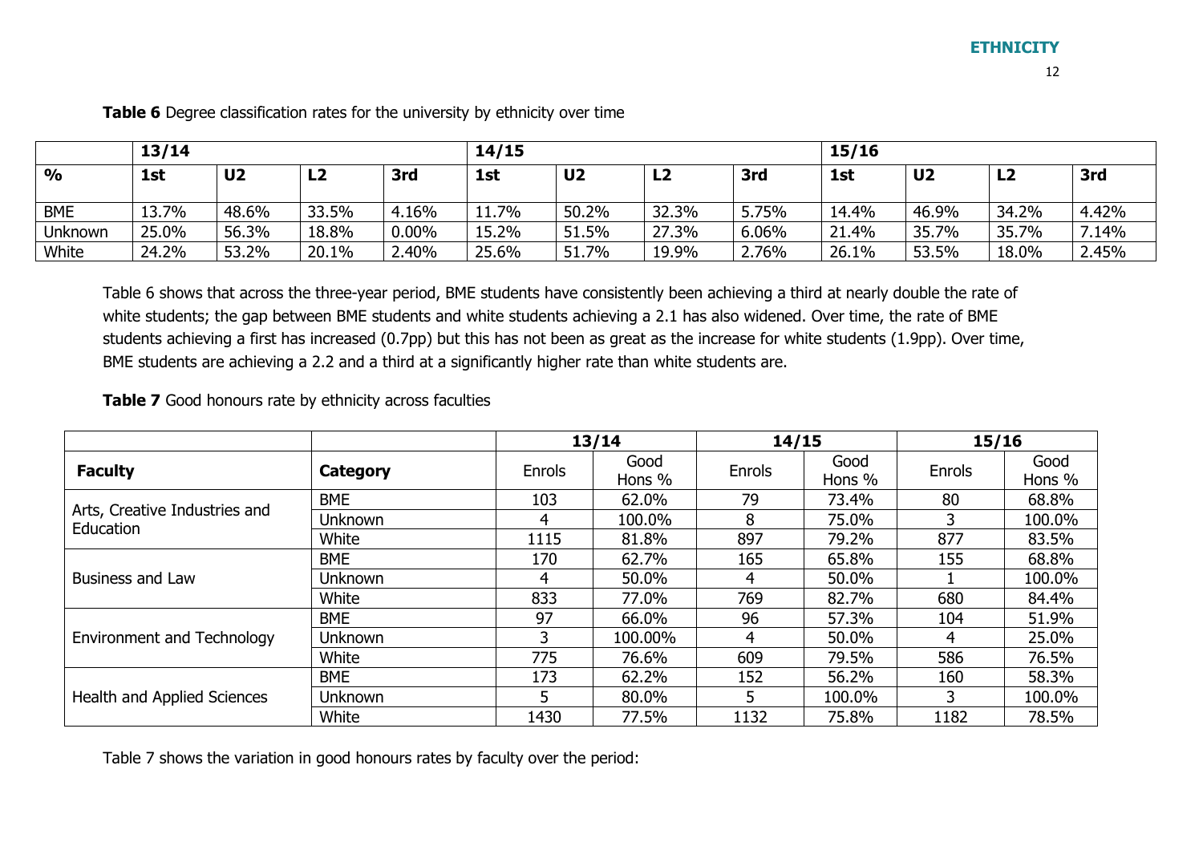**Table 6** Degree classification rates for the university by ethnicity over time

| | 13/14 | | | | 14/15 | | | | 15/16 | | | |
|---|---|---|---|---|---|---|---|---|---|---|---|---|
| **%** | **1st** | **U2** | **L2** | **3rd** | **1st** | **U2** | **L2** | **3rd** | **1st** | **U2** | **L2** | **3rd** |
| BME | 13.7% | 48.6% | 33.5% | 4.16% | 11.7% | 50.2% | 32.3% | 5.75% | 14.4% | 46.9% | 34.2% | 4.42% |
| Unknown | 25.0% | 56.3% | 18.8% | 0.00% | 15.2% | 51.5% | 27.3% | 6.06% | 21.4% | 35.7% | 35.7% | 7.14% |
| White | 24.2% | 53.2% | 20.1% | 2.40% | 25.6% | 51.7% | 19.9% | 2.76% | 26.1% | 53.5% | 18.0% | 2.45% |

Table 6 shows that across the three-year period, BME students have consistently been achieving a third at nearly double the rate of white students; the gap between BME students and white students achieving a 2.1 has also widened. Over time, the rate of BME students achieving a first has increased (0.7pp) but this has not been as great as the increase for white students (1.9pp). Over time, BME students are achieving a 2.2 and a third at a significantly higher rate than white students are.

**Table 7** Good honours rate by ethnicity across faculties

| | | 13/14 | | 14/15 | | 15/16 | |
|---|---|---|---|---|---|---|---|
| **Faculty** | **Category** | Enrols | Good Hons % | Enrols | Good Hons % | Enrols | Good Hons % |
| Arts, Creative Industries and Education | BME | 103 | 62.0% | 79 | 73.4% | 80 | 68.8% |
| | Unknown | 4 | 100.0% | 8 | 75.0% | 3 | 100.0% |
| | White | 1115 | 81.8% | 897 | 79.2% | 877 | 83.5% |
| Business and Law | BME | 170 | 62.7% | 165 | 65.8% | 155 | 68.8% |
| | Unknown | 4 | 50.0% | 4 | 50.0% | 1 | 100.0% |
| | White | 833 | 77.0% | 769 | 82.7% | 680 | 84.4% |
| Environment and Technology | BME | 97 | 66.0% | 96 | 57.3% | 104 | 51.9% |
| | Unknown | 3 | 100.00% | 4 | 50.0% | 4 | 25.0% |
| | White | 775 | 76.6% | 609 | 79.5% | 586 | 76.5% |
| Health and Applied Sciences | BME | 173 | 62.2% | 152 | 56.2% | 160 | 58.3% |
| | Unknown | 5 | 80.0% | 5 | 100.0% | 3 | 100.0% |
| | White | 1430 | 77.5% | 1132 | 75.8% | 1182 | 78.5% |

Table 7 shows the variation in good honours rates by faculty over the period: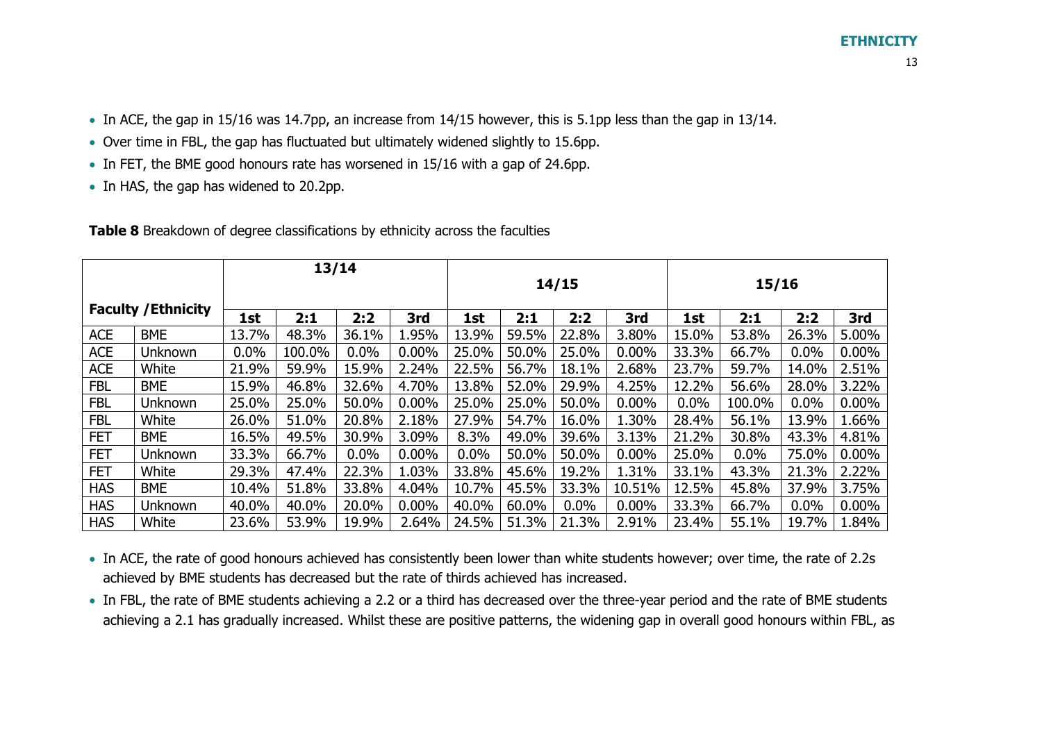- In ACE, the gap in 15/16 was 14.7pp, an increase from 14/15 however, this is 5.1pp less than the gap in 13/14.
- Over time in FBL, the gap has fluctuated but ultimately widened slightly to 15.6pp.
- In FET, the BME good honours rate has worsened in 15/16 with a gap of 24.6pp.
- In HAS, the gap has widened to 20.2pp.

**Table 8** Breakdown of degree classifications by ethnicity across the faculties

| Faculty /Ethnicity | | 13/14 | | | | 14/15 | | | | 15/16 | | | |
|---|---|---|---|---|---|---|---|---|---|---|---|---|---|
| | | 1st | 2:1 | 2:2 | 3rd | 1st | 2:1 | 2:2 | 3rd | 1st | 2:1 | 2:2 | 3rd |
| ACE | BME | 13.7% | 48.3% | 36.1% | 1.95% | 13.9% | 59.5% | 22.8% | 3.80% | 15.0% | 53.8% | 26.3% | 5.00% |
| ACE | Unknown | 0.0% | 100.0% | 0.0% | 0.00% | 25.0% | 50.0% | 25.0% | 0.00% | 33.3% | 66.7% | 0.0% | 0.00% |
| ACE | White | 21.9% | 59.9% | 15.9% | 2.24% | 22.5% | 56.7% | 18.1% | 2.68% | 23.7% | 59.7% | 14.0% | 2.51% |
| FBL | BME | 15.9% | 46.8% | 32.6% | 4.70% | 13.8% | 52.0% | 29.9% | 4.25% | 12.2% | 56.6% | 28.0% | 3.22% |
| FBL | Unknown | 25.0% | 25.0% | 50.0% | 0.00% | 25.0% | 25.0% | 50.0% | 0.00% | 0.0% | 100.0% | 0.0% | 0.00% |
| FBL | White | 26.0% | 51.0% | 20.8% | 2.18% | 27.9% | 54.7% | 16.0% | 1.30% | 28.4% | 56.1% | 13.9% | 1.66% |
| FET | BME | 16.5% | 49.5% | 30.9% | 3.09% | 8.3% | 49.0% | 39.6% | 3.13% | 21.2% | 30.8% | 43.3% | 4.81% |
| FET | Unknown | 33.3% | 66.7% | 0.0% | 0.00% | 0.0% | 50.0% | 50.0% | 0.00% | 25.0% | 0.0% | 75.0% | 0.00% |
| FET | White | 29.3% | 47.4% | 22.3% | 1.03% | 33.8% | 45.6% | 19.2% | 1.31% | 33.1% | 43.3% | 21.3% | 2.22% |
| HAS | BME | 10.4% | 51.8% | 33.8% | 4.04% | 10.7% | 45.5% | 33.3% | 10.51% | 12.5% | 45.8% | 37.9% | 3.75% |
| HAS | Unknown | 40.0% | 40.0% | 20.0% | 0.00% | 40.0% | 60.0% | 0.0% | 0.00% | 33.3% | 66.7% | 0.0% | 0.00% |
| HAS | White | 23.6% | 53.9% | 19.9% | 2.64% | 24.5% | 51.3% | 21.3% | 2.91% | 23.4% | 55.1% | 19.7% | 1.84% |

- In ACE, the rate of good honours achieved has consistently been lower than white students however; over time, the rate of 2.2s achieved by BME students has decreased but the rate of thirds achieved has increased.
- In FBL, the rate of BME students achieving a 2.2 or a third has decreased over the three-year period and the rate of BME students achieving a 2.1 has gradually increased. Whilst these are positive patterns, the widening gap in overall good honours within FBL, as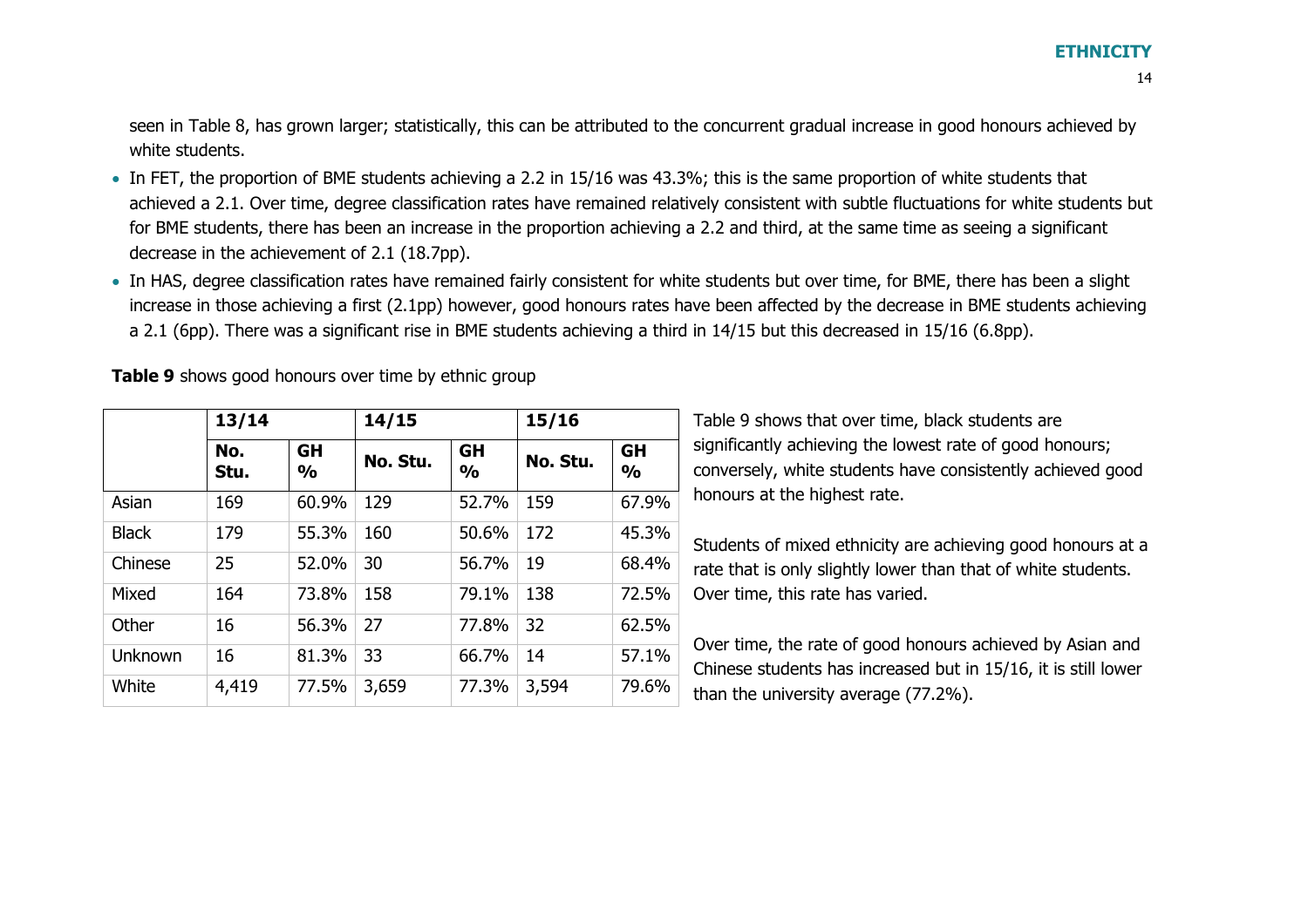seen in Table 8, has grown larger; statistically, this can be attributed to the concurrent gradual increase in good honours achieved by white students.

- In FET, the proportion of BME students achieving a 2.2 in 15/16 was 43.3%; this is the same proportion of white students that achieved a 2.1. Over time, degree classification rates have remained relatively consistent with subtle fluctuations for white students but for BME students, there has been an increase in the proportion achieving a 2.2 and third, at the same time as seeing a significant decrease in the achievement of 2.1 (18.7pp).
- In HAS, degree classification rates have remained fairly consistent for white students but over time, for BME, there has been a slight increase in those achieving a first (2.1pp) however, good honours rates have been affected by the decrease in BME students achieving a 2.1 (6pp). There was a significant rise in BME students achieving a third in 14/15 but this decreased in 15/16 (6.8pp).

**Table 9** shows good honours over time by ethnic group

| | 13/14 | | 14/15 | | 15/16 | |
|---|---|---|---|---|---|---|
| | No. Stu. | GH % | No. Stu. | GH % | No. Stu. | GH % |
| Asian | 169 | 60.9% | 129 | 52.7% | 159 | 67.9% |
| Black | 179 | 55.3% | 160 | 50.6% | 172 | 45.3% |
| Chinese | 25 | 52.0% | 30 | 56.7% | 19 | 68.4% |
| Mixed | 164 | 73.8% | 158 | 79.1% | 138 | 72.5% |
| Other | 16 | 56.3% | 27 | 77.8% | 32 | 62.5% |
| Unknown | 16 | 81.3% | 33 | 66.7% | 14 | 57.1% |
| White | 4,419 | 77.5% | 3,659 | 77.3% | 3,594 | 79.6% |

Table 9 shows that over time, black students are significantly achieving the lowest rate of good honours; conversely, white students have consistently achieved good honours at the highest rate.

Students of mixed ethnicity are achieving good honours at a rate that is only slightly lower than that of white students. Over time, this rate has varied.

Over time, the rate of good honours achieved by Asian and Chinese students has increased but in 15/16, it is still lower than the university average (77.2%).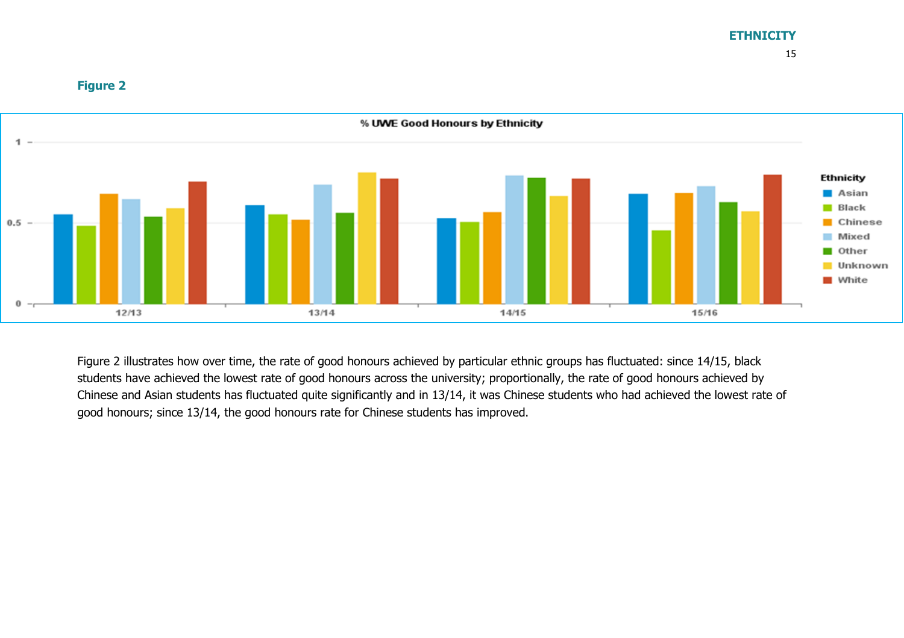**Figure 2**

Figure 2 illustrates how over time, the rate of good honours achieved by particular ethnic groups has fluctuated: since 14/15, black students have achieved the lowest rate of good honours across the university; proportionally, the rate of good honours achieved by Chinese and Asian students has fluctuated quite significantly and in 13/14, it was Chinese students who had achieved the lowest rate of good honours; since 13/14, the good honours rate for Chinese students has improved.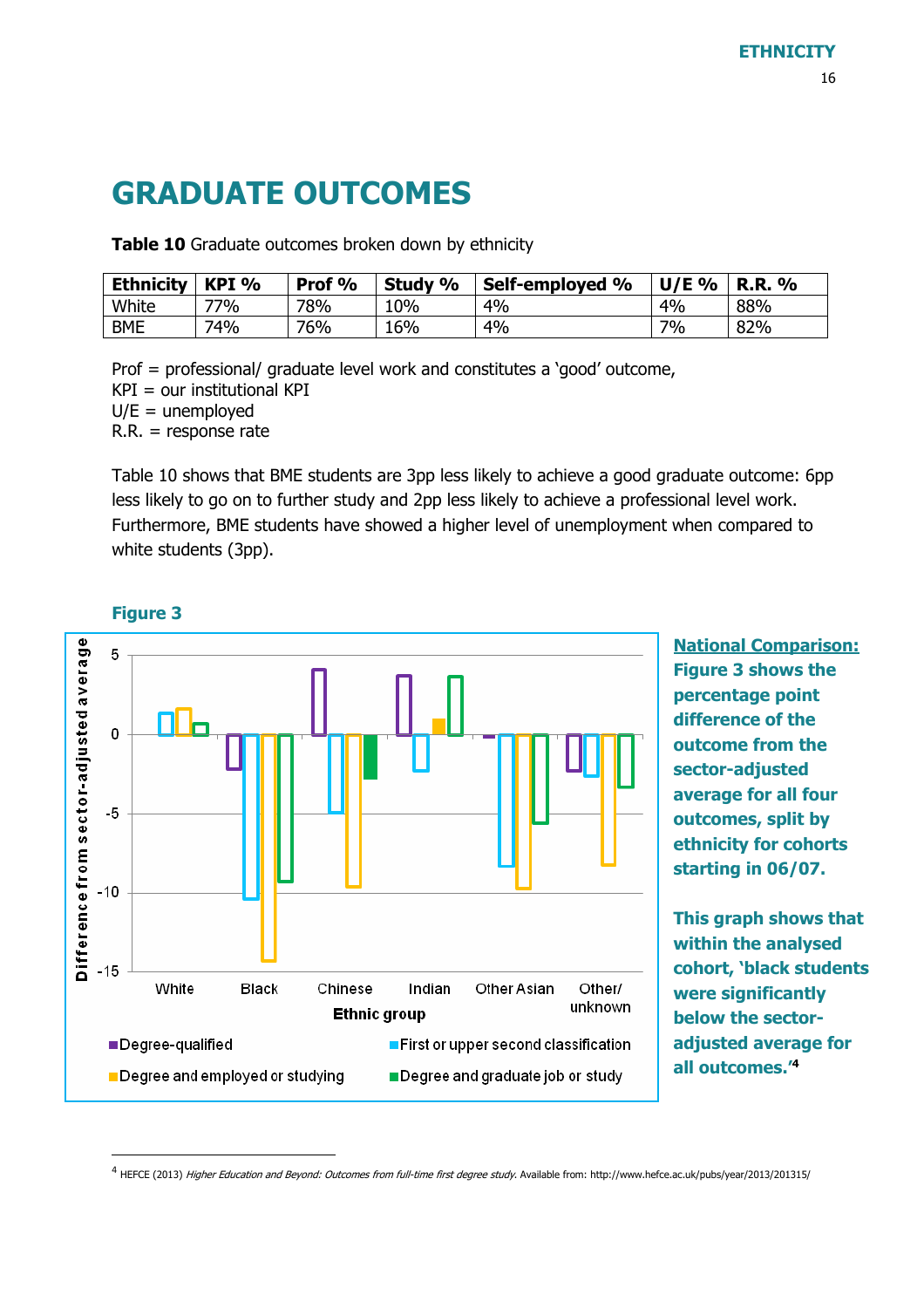# GRADUATE OUTCOMES

**Table 10** Graduate outcomes broken down by ethnicity

| Ethnicity | KPI % | Prof % | Study % | Self-employed % | U/E % | R.R. % |
|---|---|---|---|---|---|---|
| White | 77% | 78% | 10% | 4% | 4% | 88% |
| BME | 74% | 76% | 16% | 4% | 7% | 82% |

Prof = professional/ graduate level work and constitutes a 'good' outcome,
KPI = our institutional KPI
U/E = unemployed
R.R. = response rate

Table 10 shows that BME students are 3pp less likely to achieve a good graduate outcome: 6pp less likely to go on to further study and 2pp less likely to achieve a professional level work. Furthermore, BME students have showed a higher level of unemployment when compared to white students (3pp).

**Figure 3**

Difference from sector-adjusted average

5
0
-5
-10
-15

White
Black
Chinese
Indian
Other Asian
Other/ unknown

Ethnic group

Degree-qualified
First or upper second classification
Degree and employed or studying
Degree and graduate job or study

**National Comparison:** **Figure 3 shows the percentage point difference of the outcome from the sector-adjusted average for all four outcomes, split by ethnicity for cohorts starting in 06/07.**

**This graph shows that within the analysed cohort, 'black students were significantly below the sector-adjusted average for all outcomes.'[4]**

[4] HEFCE (2013) *Higher Education and Beyond: Outcomes from full-time first degree study.* Available from: http://www.hefce.ac.uk/pubs/year/2013/201315/